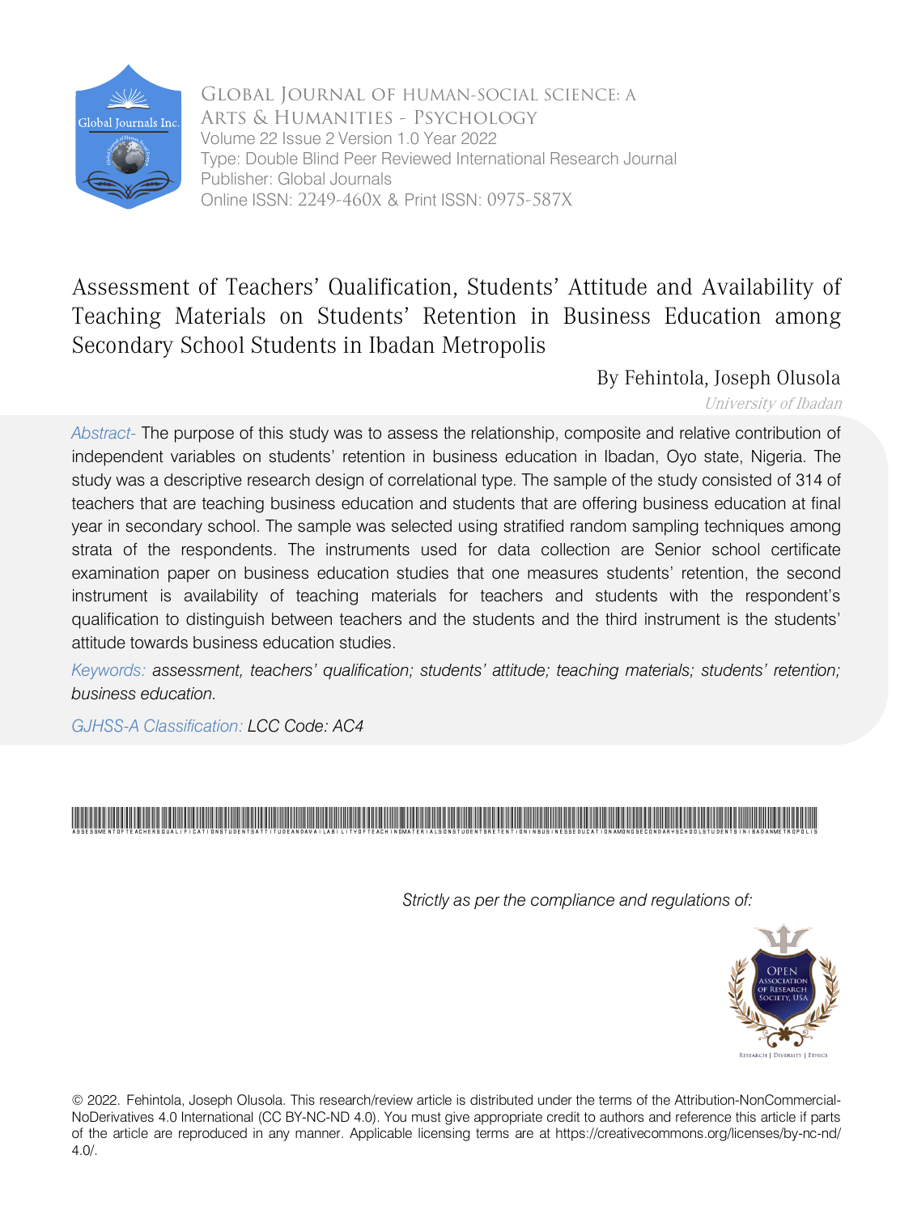Global Journal of Human-Social Science: A
Arts & Humanities - Psychology
Volume 22 Issue 2 Version 1.0 Year 2022
Type: Double Blind Peer Reviewed International Research Journal
Publisher: Global Journals
Online ISSN: 2249-460X & Print ISSN: 0975-587X

# Assessment of Teachers' Qualification, Students' Attitude and Availability of Teaching Materials on Students' Retention in Business Education among Secondary School Students in Ibadan Metropolis

By Fehintola, Joseph Olusola

*University of Ibadan*

*Abstract-* The purpose of this study was to assess the relationship, composite and relative contribution of independent variables on students' retention in business education in Ibadan, Oyo state, Nigeria. The study was a descriptive research design of correlational type. The sample of the study consisted of 314 of teachers that are teaching business education and students that are offering business education at final year in secondary school. The sample was selected using stratified random sampling techniques among strata of the respondents. The instruments used for data collection are Senior school certificate examination paper on business education studies that one measures students' retention, the second instrument is availability of teaching materials for teachers and students with the respondent's qualification to distinguish between teachers and the students and the third instrument is the students' attitude towards business education studies.

*Keywords: assessment, teachers' qualification; students' attitude; teaching materials; students' retention; business education.*

GJHSS-A Classification: *LCC Code: AC4*

*Strictly as per the compliance and regulations of:*

© 2022. Fehintola, Joseph Olusola. This research/review article is distributed under the terms of the Attribution-NonCommercial-NoDerivatives 4.0 International (CC BY-NC-ND 4.0). You must give appropriate credit to authors and reference this article if parts of the article are reproduced in any manner. Applicable licensing terms are at https://creativecommons.org/licenses/by-nc-nd/4.0/.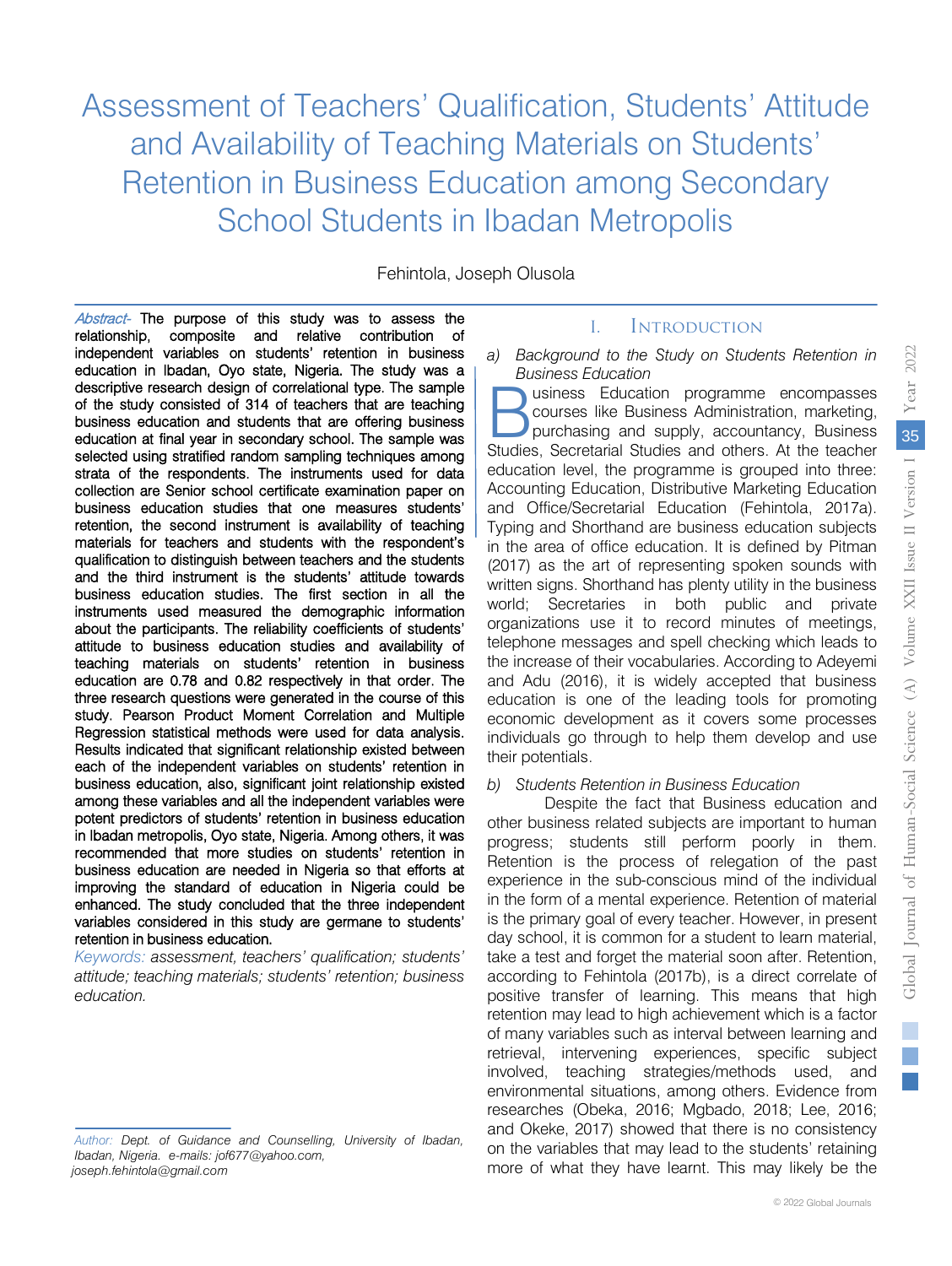# Assessment of Teachers' Qualification, Students' Attitude and Availability of Teaching Materials on Students' Retention in Business Education among Secondary School Students in Ibadan Metropolis

Fehintola, Joseph Olusola

*Abstract-* The purpose of this study was to assess the relationship, composite and relative contribution of independent variables on students' retention in business education in Ibadan, Oyo state, Nigeria. The study was a descriptive research design of correlational type. The sample of the study consisted of 314 of teachers that are teaching business education and students that are offering business education at final year in secondary school. The sample was selected using stratified random sampling techniques among strata of the respondents. The instruments used for data collection are Senior school certificate examination paper on business education studies that one measures students' retention, the second instrument is availability of teaching materials for teachers and students with the respondent's qualification to distinguish between teachers and the students and the third instrument is the students' attitude towards business education studies. The first section in all the instruments used measured the demographic information about the participants. The reliability coefficients of students' attitude to business education studies and availability of teaching materials on students' retention in business education are 0.78 and 0.82 respectively in that order. The three research questions were generated in the course of this study. Pearson Product Moment Correlation and Multiple Regression statistical methods were used for data analysis. Results indicated that significant relationship existed between each of the independent variables on students' retention in business education, also, significant joint relationship existed among these variables and all the independent variables were potent predictors of students' retention in business education in Ibadan metropolis, Oyo state, Nigeria. Among others, it was recommended that more studies on students' retention in business education are needed in Nigeria so that efforts at improving the standard of education in Nigeria could be enhanced. The study concluded that the three independent variables considered in this study are germane to students' retention in business education.

*Keywords: assessment, teachers' qualification; students' attitude; teaching materials; students' retention; business education.*

*Author: Dept. of Guidance and Counselling, University of Ibadan, Ibadan, Nigeria. e-mails: jof677@yahoo.com, joseph.fehintola@gmail.com*

## I. Introduction

### a) *Background to the Study on Students Retention in Business Education*

Business Education programme encompasses courses like Business Administration, marketing, purchasing and supply, accountancy, Business Studies, Secretarial Studies and others. At the teacher education level, the programme is grouped into three: Accounting Education, Distributive Marketing Education and Office/Secretarial Education (Fehintola, 2017a). Typing and Shorthand are business education subjects in the area of office education. It is defined by Pitman (2017) as the art of representing spoken sounds with written signs. Shorthand has plenty utility in the business world; Secretaries in both public and private organizations use it to record minutes of meetings, telephone messages and spell checking which leads to the increase of their vocabularies. According to Adeyemi and Adu (2016), it is widely accepted that business education is one of the leading tools for promoting economic development as it covers some processes individuals go through to help them develop and use their potentials.

### b) *Students Retention in Business Education*

Despite the fact that Business education and other business related subjects are important to human progress; students still perform poorly in them. Retention is the process of relegation of the past experience in the sub-conscious mind of the individual in the form of a mental experience. Retention of material is the primary goal of every teacher. However, in present day school, it is common for a student to learn material, take a test and forget the material soon after. Retention, according to Fehintola (2017b), is a direct correlate of positive transfer of learning. This means that high retention may lead to high achievement which is a factor of many variables such as interval between learning and retrieval, intervening experiences, specific subject involved, teaching strategies/methods used, and environmental situations, among others. Evidence from researches (Obeka, 2016; Mgbado, 2018; Lee, 2016; and Okeke, 2017) showed that there is no consistency on the variables that may lead to the students' retaining more of what they have learnt. This may likely be the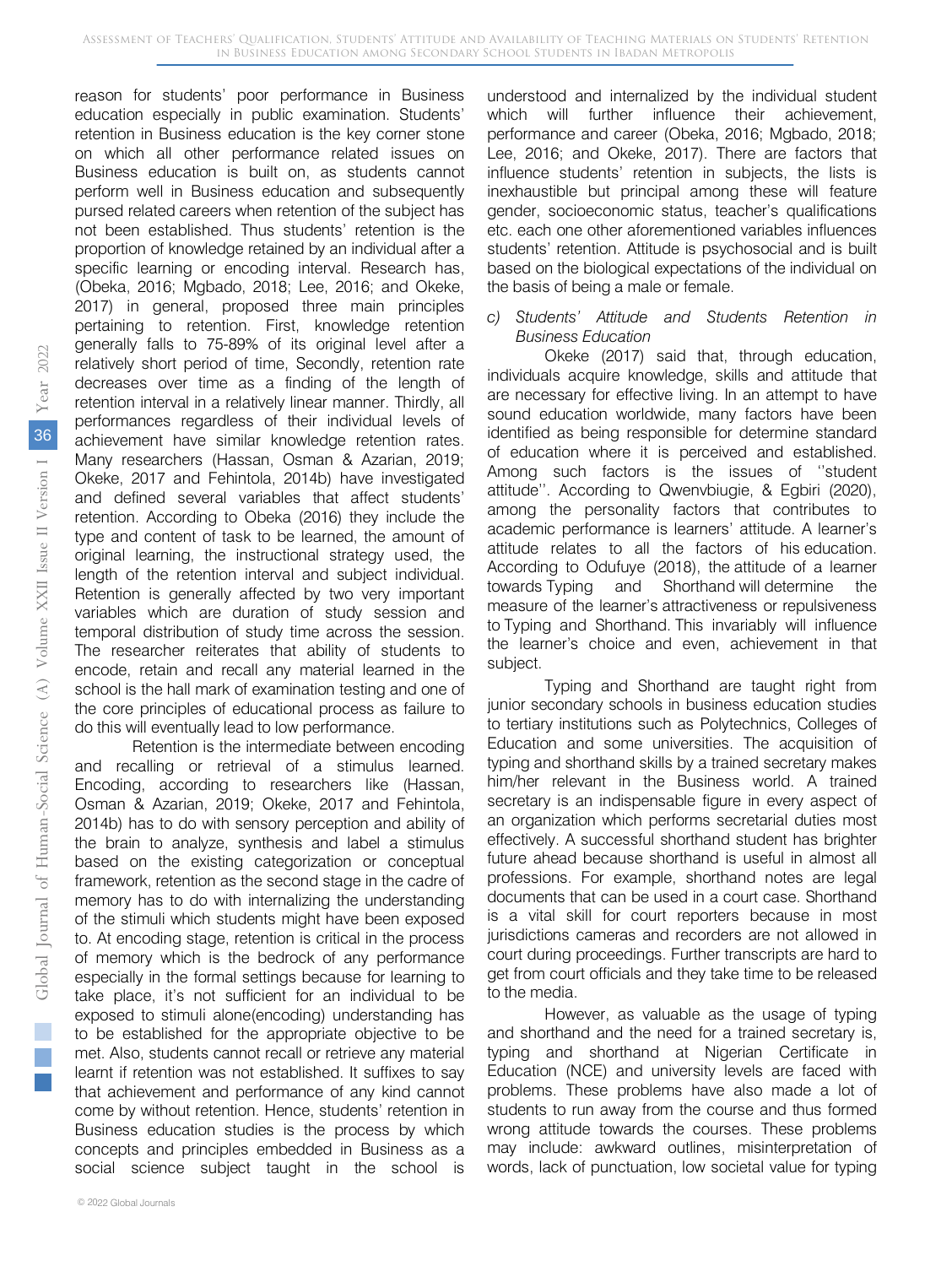reason for students' poor performance in Business education especially in public examination. Students' retention in Business education is the key corner stone on which all other performance related issues on Business education is built on, as students cannot perform well in Business education and subsequently pursed related careers when retention of the subject has not been established. Thus students' retention is the proportion of knowledge retained by an individual after a specific learning or encoding interval. Research has, (Obeka, 2016; Mgbado, 2018; Lee, 2016; and Okeke, 2017) in general, proposed three main principles pertaining to retention. First, knowledge retention generally falls to 75-89% of its original level after a relatively short period of time, Secondly, retention rate decreases over time as a finding of the length of retention interval in a relatively linear manner. Thirdly, all performances regardless of their individual levels of achievement have similar knowledge retention rates. Many researchers (Hassan, Osman & Azarian, 2019; Okeke, 2017 and Fehintola, 2014b) have investigated and defined several variables that affect students' retention. According to Obeka (2016) they include the type and content of task to be learned, the amount of original learning, the instructional strategy used, the length of the retention interval and subject individual. Retention is generally affected by two very important variables which are duration of study session and temporal distribution of study time across the session. The researcher reiterates that ability of students to encode, retain and recall any material learned in the school is the hall mark of examination testing and one of the core principles of educational process as failure to do this will eventually lead to low performance.

Retention is the intermediate between encoding and recalling or retrieval of a stimulus learned. Encoding, according to researchers like (Hassan, Osman & Azarian, 2019; Okeke, 2017 and Fehintola, 2014b) has to do with sensory perception and ability of the brain to analyze, synthesis and label a stimulus based on the existing categorization or conceptual framework, retention as the second stage in the cadre of memory has to do with internalizing the understanding of the stimuli which students might have been exposed to. At encoding stage, retention is critical in the process of memory which is the bedrock of any performance especially in the formal settings because for learning to take place, it's not sufficient for an individual to be exposed to stimuli alone(encoding) understanding has to be established for the appropriate objective to be met. Also, students cannot recall or retrieve any material learnt if retention was not established. It suffixes to say that achievement and performance of any kind cannot come by without retention. Hence, students' retention in Business education studies is the process by which concepts and principles embedded in Business as a social science subject taught in the school is understood and internalized by the individual student which will further influence their achievement, performance and career (Obeka, 2016; Mgbado, 2018; Lee, 2016; and Okeke, 2017). There are factors that influence students' retention in subjects, the lists is inexhaustible but principal among these will feature gender, socioeconomic status, teacher's qualifications etc. each one other aforementioned variables influences students' retention. Attitude is psychosocial and is built based on the biological expectations of the individual on the basis of being a male or female.

### c) *Students' Attitude and Students Retention in Business Education*

Okeke (2017) said that, through education, individuals acquire knowledge, skills and attitude that are necessary for effective living. In an attempt to have sound education worldwide, many factors have been identified as being responsible for determine standard of education where it is perceived and established. Among such factors is the issues of ''student attitude''. According to Qwenvbiugie, & Egbiri (2020), among the personality factors that contributes to academic performance is learners' attitude. A learner's attitude relates to all the factors of his education. According to Odufuye (2018), the attitude of a learner towards Typing and Shorthand will determine the measure of the learner's attractiveness or repulsiveness to Typing and Shorthand. This invariably will influence the learner's choice and even, achievement in that subject.

Typing and Shorthand are taught right from junior secondary schools in business education studies to tertiary institutions such as Polytechnics, Colleges of Education and some universities. The acquisition of typing and shorthand skills by a trained secretary makes him/her relevant in the Business world. A trained secretary is an indispensable figure in every aspect of an organization which performs secretarial duties most effectively. A successful shorthand student has brighter future ahead because shorthand is useful in almost all professions. For example, shorthand notes are legal documents that can be used in a court case. Shorthand is a vital skill for court reporters because in most jurisdictions cameras and recorders are not allowed in court during proceedings. Further transcripts are hard to get from court officials and they take time to be released to the media.

However, as valuable as the usage of typing and shorthand and the need for a trained secretary is, typing and shorthand at Nigerian Certificate in Education (NCE) and university levels are faced with problems. These problems have also made a lot of students to run away from the course and thus formed wrong attitude towards the courses. These problems may include: awkward outlines, misinterpretation of words, lack of punctuation, low societal value for typing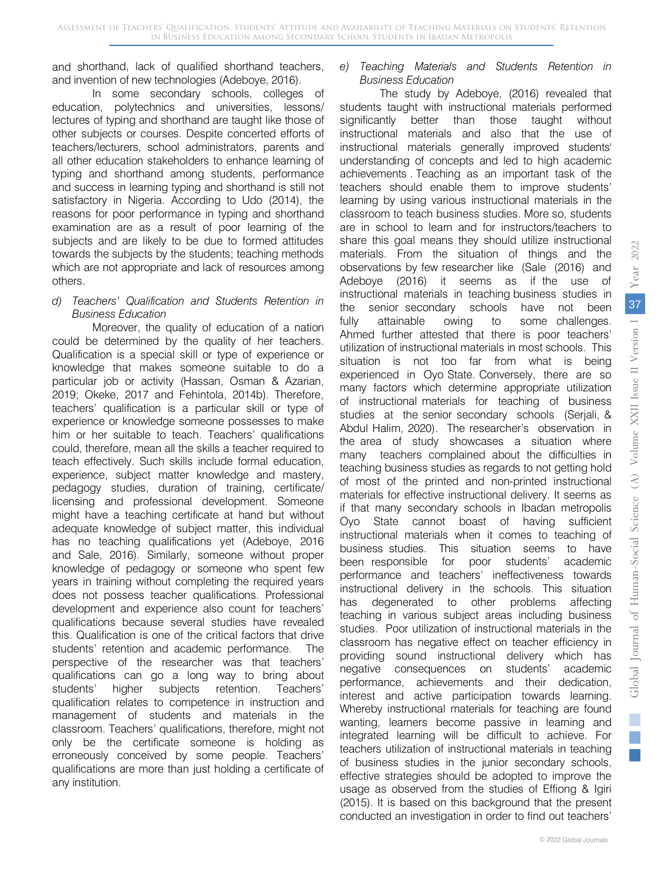and shorthand, lack of qualified shorthand teachers, and invention of new technologies (Adeboye, 2016).

In some secondary schools, colleges of education, polytechnics and universities, lessons/ lectures of typing and shorthand are taught like those of other subjects or courses. Despite concerted efforts of teachers/lecturers, school administrators, parents and all other education stakeholders to enhance learning of typing and shorthand among students, performance and success in learning typing and shorthand is still not satisfactory in Nigeria. According to Udo (2014), the reasons for poor performance in typing and shorthand examination are as a result of poor learning of the subjects and are likely to be due to formed attitudes towards the subjects by the students; teaching methods which are not appropriate and lack of resources among others.

### *d) Teachers' Qualification and Students Retention in Business Education*

Moreover, the quality of education of a nation could be determined by the quality of her teachers. Qualification is a special skill or type of experience or knowledge that makes someone suitable to do a particular job or activity (Hassan, Osman & Azarian, 2019; Okeke, 2017 and Fehintola, 2014b). Therefore, teachers' qualification is a particular skill or type of experience or knowledge someone possesses to make him or her suitable to teach. Teachers' qualifications could, therefore, mean all the skills a teacher required to teach effectively. Such skills include formal education, experience, subject matter knowledge and mastery, pedagogy studies, duration of training, certificate/ licensing and professional development. Someone might have a teaching certificate at hand but without adequate knowledge of subject matter, this individual has no teaching qualifications yet (Adeboye, 2016 and Sale, 2016). Similarly, someone without proper knowledge of pedagogy or someone who spent few years in training without completing the required years does not possess teacher qualifications. Professional development and experience also count for teachers' qualifications because several studies have revealed this. Qualification is one of the critical factors that drive students' retention and academic performance. The perspective of the researcher was that teachers' qualifications can go a long way to bring about students' higher subjects retention. Teachers' qualification relates to competence in instruction and management of students and materials in the classroom. Teachers' qualifications, therefore, might not only be the certificate someone is holding as erroneously conceived by some people. Teachers' qualifications are more than just holding a certificate of any institution.

### *e) Teaching Materials and Students Retention in Business Education*

The study by Adeboye, (2016) revealed that students taught with instructional materials performed significantly better than those taught without instructional materials and also that the use of instructional materials generally improved students' understanding of concepts and led to high academic achievements . Teaching as an important task of the teachers should enable them to improve students' learning by using various instructional materials in the classroom to teach business studies. More so, students are in school to learn and for instructors/teachers to share this goal means they should utilize instructional materials. From the situation of things and the observations by few researcher like (Sale (2016) and Adeboye (2016) it seems as if the use of instructional materials in teaching business studies in the senior secondary schools have not been fully attainable owing to some challenges. Ahmed further attested that there is poor teachers' utilization of instructional materials in most schools. This situation is not too far from what is being experienced in Oyo State. Conversely, there are so many factors which determine appropriate utilization of instructional materials for teaching of business studies at the senior secondary schools (Serjali, & Abdul Halim, 2020). The researcher's observation in the area of study showcases a situation where many teachers complained about the difficulties in teaching business studies as regards to not getting hold of most of the printed and non-printed instructional materials for effective instructional delivery. It seems as if that many secondary schools in Ibadan metropolis Oyo State cannot boast of having sufficient instructional materials when it comes to teaching of business studies. This situation seems to have been responsible for poor students' academic performance and teachers' ineffectiveness towards instructional delivery in the schools. This situation has degenerated to other problems affecting teaching in various subject areas including business studies. Poor utilization of instructional materials in the classroom has negative effect on teacher efficiency in providing sound instructional delivery which has negative consequences on students' academic performance, achievements and their dedication, interest and active participation towards learning. Whereby instructional materials for teaching are found wanting, learners become passive in learning and integrated learning will be difficult to achieve. For teachers utilization of instructional materials in teaching of business studies in the junior secondary schools, effective strategies should be adopted to improve the usage as observed from the studies of Effiong & Igiri (2015). It is based on this background that the present conducted an investigation in order to find out teachers'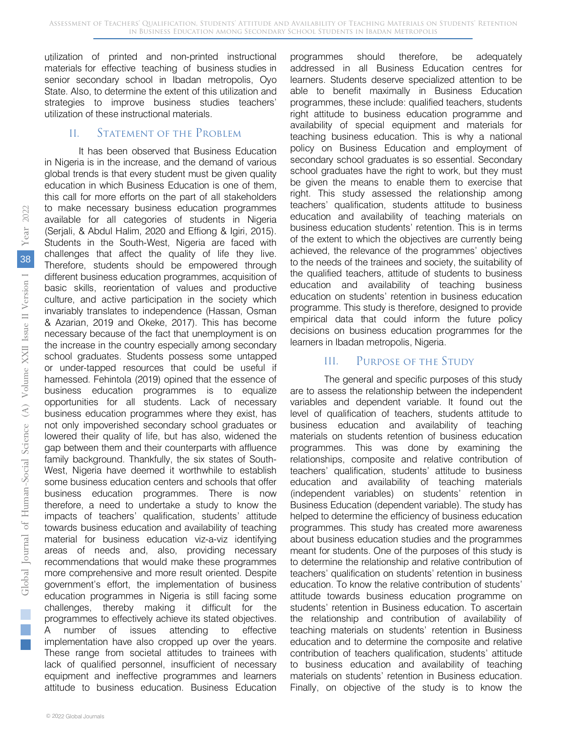utilization of printed and non-printed instructional materials for effective teaching of business studies in senior secondary school in Ibadan metropolis, Oyo State. Also, to determine the extent of this utilization and strategies to improve business studies teachers' utilization of these instructional materials.

## II. Statement of the Problem

It has been observed that Business Education in Nigeria is in the increase, and the demand of various global trends is that every student must be given quality education in which Business Education is one of them, this call for more efforts on the part of all stakeholders to make necessary business education programmes available for all categories of students in Nigeria (Serjali, & Abdul Halim, 2020 and Effiong & Igiri, 2015). Students in the South-West, Nigeria are faced with challenges that affect the quality of life they live. Therefore, students should be empowered through different business education programmes, acquisition of basic skills, reorientation of values and productive culture, and active participation in the society which invariably translates to independence (Hassan, Osman & Azarian, 2019 and Okeke, 2017). This has become necessary because of the fact that unemployment is on the increase in the country especially among secondary school graduates. Students possess some untapped or under-tapped resources that could be useful if harnessed. Fehintola (2019) opined that the essence of business education programmes is to equalize opportunities for all students. Lack of necessary business education programmes where they exist, has not only impoverished secondary school graduates or lowered their quality of life, but has also, widened the gap between them and their counterparts with affluence family background. Thankfully, the six states of South-West, Nigeria have deemed it worthwhile to establish some business education centers and schools that offer business education programmes. There is now therefore, a need to undertake a study to know the impacts of teachers' qualification, students' attitude towards business education and availability of teaching material for business education viz-a-viz identifying areas of needs and, also, providing necessary recommendations that would make these programmes more comprehensive and more result oriented. Despite government's effort, the implementation of business education programmes in Nigeria is still facing some challenges, thereby making it difficult for the programmes to effectively achieve its stated objectives. A number of issues attending to effective implementation have also cropped up over the years. These range from societal attitudes to trainees with lack of qualified personnel, insufficient of necessary equipment and ineffective programmes and learners attitude to business education. Business Education programmes should therefore, be adequately addressed in all Business Education centres for learners. Students deserve specialized attention to be able to benefit maximally in Business Education programmes, these include: qualified teachers, students right attitude to business education programme and availability of special equipment and materials for teaching business education. This is why a national policy on Business Education and employment of secondary school graduates is so essential. Secondary school graduates have the right to work, but they must be given the means to enable them to exercise that right. This study assessed the relationship among teachers' qualification, students attitude to business education and availability of teaching materials on business education students' retention. This is in terms of the extent to which the objectives are currently being achieved, the relevance of the programmes' objectives to the needs of the trainees and society, the suitability of the qualified teachers, attitude of students to business education and availability of teaching business education on students' retention in business education programme. This study is therefore, designed to provide empirical data that could inform the future policy decisions on business education programmes for the learners in Ibadan metropolis, Nigeria.

## III. Purpose of the Study

The general and specific purposes of this study are to assess the relationship between the independent variables and dependent variable. It found out the level of qualification of teachers, students attitude to business education and availability of teaching materials on students retention of business education programmes. This was done by examining the relationships, composite and relative contribution of teachers' qualification, students' attitude to business education and availability of teaching materials (independent variables) on students' retention in Business Education (dependent variable). The study has helped to determine the efficiency of business education programmes. This study has created more awareness about business education studies and the programmes meant for students. One of the purposes of this study is to determine the relationship and relative contribution of teachers' qualification on students' retention in business education. To know the relative contribution of students' attitude towards business education programme on students' retention in Business education. To ascertain the relationship and contribution of availability of teaching materials on students' retention in Business education and to determine the composite and relative contribution of teachers qualification, students' attitude to business education and availability of teaching materials on students' retention in Business education. Finally, on objective of the study is to know the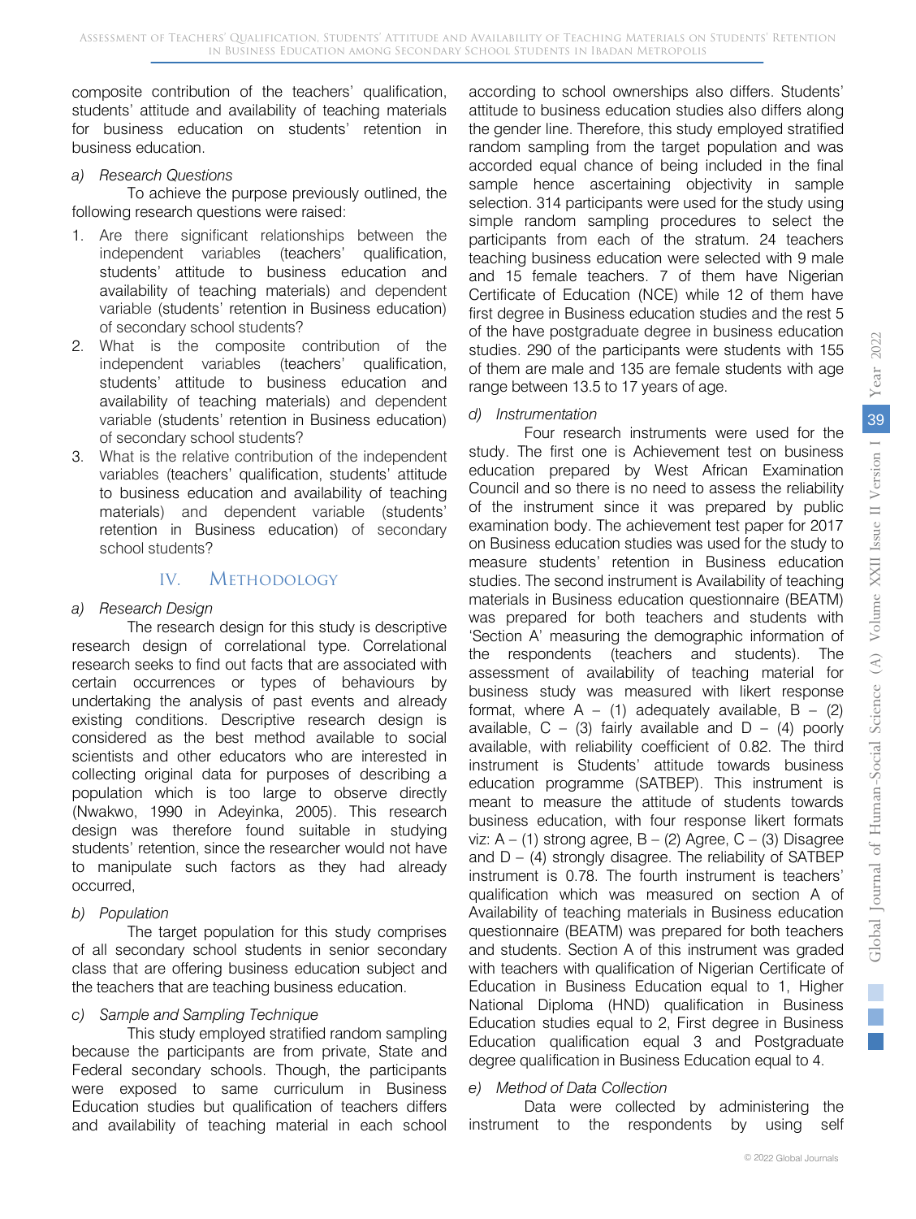composite contribution of the teachers' qualification, students' attitude and availability of teaching materials for business education on students' retention in business education.

*a) Research Questions*

To achieve the purpose previously outlined, the following research questions were raised:

1. Are there significant relationships between the independent variables (teachers' qualification, students' attitude to business education and availability of teaching materials) and dependent variable (students' retention in Business education) of secondary school students?
2. What is the composite contribution of the independent variables (teachers' qualification, students' attitude to business education and availability of teaching materials) and dependent variable (students' retention in Business education) of secondary school students?
3. What is the relative contribution of the independent variables (teachers' qualification, students' attitude to business education and availability of teaching materials) and dependent variable (students' retention in Business education) of secondary school students?

## IV. Methodology

*a) Research Design*

The research design for this study is descriptive research design of correlational type. Correlational research seeks to find out facts that are associated with certain occurrences or types of behaviours by undertaking the analysis of past events and already existing conditions. Descriptive research design is considered as the best method available to social scientists and other educators who are interested in collecting original data for purposes of describing a population which is too large to observe directly (Nwakwo, 1990 in Adeyinka, 2005). This research design was therefore found suitable in studying students' retention, since the researcher would not have to manipulate such factors as they had already occurred,

*b) Population*

The target population for this study comprises of all secondary school students in senior secondary class that are offering business education subject and the teachers that are teaching business education.

*c) Sample and Sampling Technique*

This study employed stratified random sampling because the participants are from private, State and Federal secondary schools. Though, the participants were exposed to same curriculum in Business Education studies but qualification of teachers differs and availability of teaching material in each school according to school ownerships also differs. Students' attitude to business education studies also differs along the gender line. Therefore, this study employed stratified random sampling from the target population and was accorded equal chance of being included in the final sample hence ascertaining objectivity in sample selection. 314 participants were used for the study using simple random sampling procedures to select the participants from each of the stratum. 24 teachers teaching business education were selected with 9 male and 15 female teachers. 7 of them have Nigerian Certificate of Education (NCE) while 12 of them have first degree in Business education studies and the rest 5 of the have postgraduate degree in business education studies. 290 of the participants were students with 155 of them are male and 135 are female students with age range between 13.5 to 17 years of age.

*d) Instrumentation*

Four research instruments were used for the study. The first one is Achievement test on business education prepared by West African Examination Council and so there is no need to assess the reliability of the instrument since it was prepared by public examination body. The achievement test paper for 2017 on Business education studies was used for the study to measure students' retention in Business education studies. The second instrument is Availability of teaching materials in Business education questionnaire (BEATM) was prepared for both teachers and students with 'Section A' measuring the demographic information of the respondents (teachers and students). The assessment of availability of teaching material for business study was measured with likert response format, where A – (1) adequately available, B – (2) available, C – (3) fairly available and D – (4) poorly available, with reliability coefficient of 0.82. The third instrument is Students' attitude towards business education programme (SATBEP). This instrument is meant to measure the attitude of students towards business education, with four response likert formats viz: A – (1) strong agree, B – (2) Agree, C – (3) Disagree and D – (4) strongly disagree. The reliability of SATBEP instrument is 0.78. The fourth instrument is teachers' qualification which was measured on section A of Availability of teaching materials in Business education questionnaire (BEATM) was prepared for both teachers and students. Section A of this instrument was graded with teachers with qualification of Nigerian Certificate of Education in Business Education equal to 1, Higher National Diploma (HND) qualification in Business Education studies equal to 2, First degree in Business Education qualification equal 3 and Postgraduate degree qualification in Business Education equal to 4.

*e) Method of Data Collection*

Data were collected by administering the instrument to the respondents by using self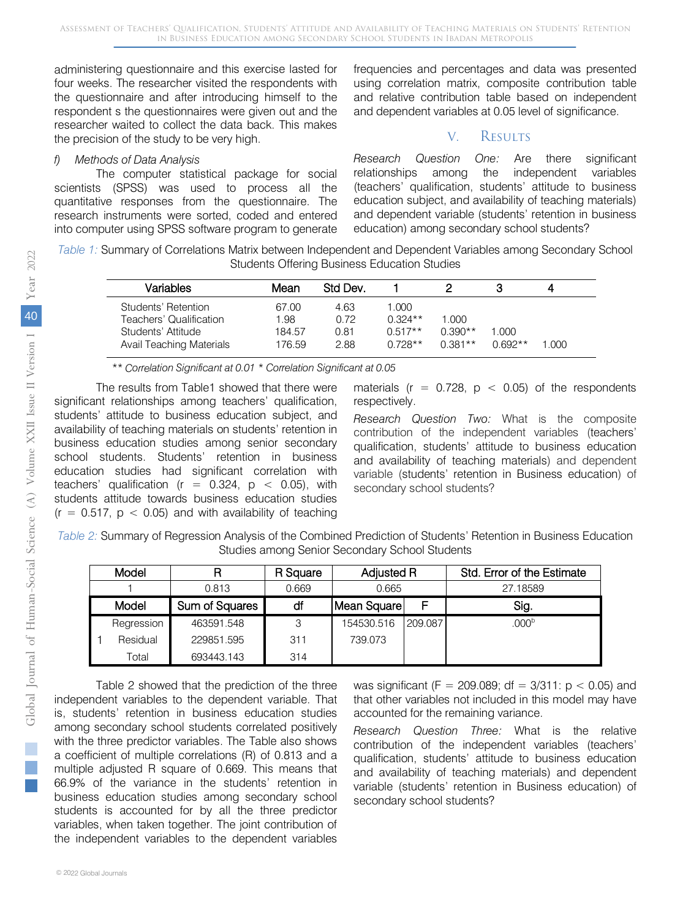administering questionnaire and this exercise lasted for four weeks. The researcher visited the respondents with the questionnaire and after introducing himself to the respondent s the questionnaires were given out and the researcher waited to collect the data back. This makes the precision of the study to be very high.

*f) Methods of Data Analysis*

The computer statistical package for social scientists (SPSS) was used to process all the quantitative responses from the questionnaire. The research instruments were sorted, coded and entered into computer using SPSS software program to generate frequencies and percentages and data was presented using correlation matrix, composite contribution table and relative contribution table based on independent and dependent variables at 0.05 level of significance.

## V. Results

*Research Question One:* Are there significant relationships among the independent variables (teachers' qualification, students' attitude to business education subject, and availability of teaching materials) and dependent variable (students' retention in business education) among secondary school students?

*Table 1:* Summary of Correlations Matrix between Independent and Dependent Variables among Secondary School Students Offering Business Education Studies

| Variables | Mean | Std Dev. | 1 | 2 | 3 | 4 |
|---|---|---|---|---|---|---|
| Students' Retention | 67.00 | 4.63 | 1.000 | | | |
| Teachers' Qualification | 1.98 | 0.72 | 0.324** | 1.000 | | |
| Students' Attitude | 184.57 | 0.81 | 0.517** | 0.390** | 1.000 | |
| Avail Teaching Materials | 176.59 | 2.88 | 0.728** | 0.381** | 0.692** | 1.000 |

*\*\* Correlation Significant at 0.01 \* Correlation Significant at 0.05*

The results from Table1 showed that there were significant relationships among teachers' qualification, students' attitude to business education subject, and availability of teaching materials on students' retention in business education studies among senior secondary school students. Students' retention in business education studies had significant correlation with teachers' qualification ($r = 0.324$, $p < 0.05$), with students attitude towards business education studies ($r = 0.517$, $p < 0.05$) and with availability of teaching materials ($r = 0.728$, $p < 0.05$) of the respondents respectively.

*Research Question Two:* What is the composite contribution of the independent variables (teachers' qualification, students' attitude to business education and availability of teaching materials) and dependent variable (students' retention in Business education) of secondary school students?

*Table 2:* Summary of Regression Analysis of the Combined Prediction of Students' Retention in Business Education Studies among Senior Secondary School Students

| Model | R | R Square | Adjusted R | | Std. Error of the Estimate |
|---|---|---|---|---|---|
| 1 | 0.813 | 0.669 | 0.665 | | 27.18589 |
| **Model** | **Sum of Squares** | **df** | **Mean Square** | **F** | **Sig.** |
| 1 Regression | 463591.548 | 3 | 154530.516 | 209.087 | .000[b] |
| Residual | 229851.595 | 311 | 739.073 | | |
| Total | 693443.143 | 314 | | | |

Table 2 showed that the prediction of the three independent variables to the dependent variable. That is, students' retention in business education studies among secondary school students correlated positively with the three predictor variables. The Table also shows a coefficient of multiple correlations (R) of 0.813 and a multiple adjusted R square of 0.669. This means that 66.9% of the variance in the students' retention in business education studies among secondary school students is accounted for by all the three predictor variables, when taken together. The joint contribution of the independent variables to the dependent variables was significant ($F = 209.089$; $df = 3/311$: $p < 0.05$) and that other variables not included in this model may have accounted for the remaining variance.

*Research Question Three:* What is the relative contribution of the independent variables (teachers' qualification, students' attitude to business education and availability of teaching materials) and dependent variable (students' retention in Business education) of secondary school students?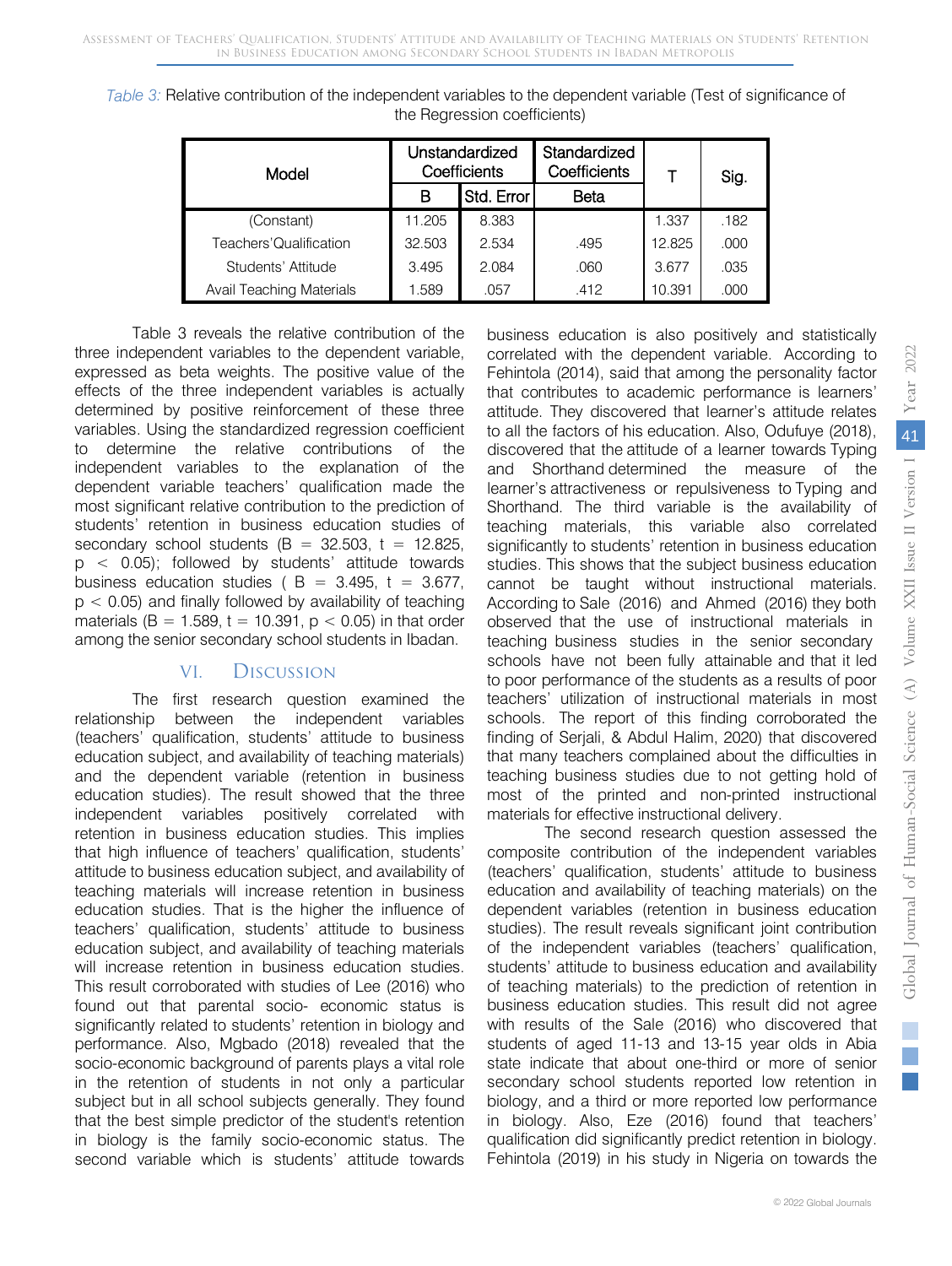*Table 3:* Relative contribution of the independent variables to the dependent variable (Test of significance of the Regression coefficients)

| Model | Unstandardized Coefficients | | Standardized Coefficients | T | Sig. |
|---|---|---|---|---|---|
| | B | Std. Error | Beta | | |
| (Constant) | 11.205 | 8.383 | | 1.337 | .182 |
| Teachers'Qualification | 32.503 | 2.534 | .495 | 12.825 | .000 |
| Students' Attitude | 3.495 | 2.084 | .060 | 3.677 | .035 |
| Avail Teaching Materials | 1.589 | .057 | .412 | 10.391 | .000 |

Table 3 reveals the relative contribution of the three independent variables to the dependent variable, expressed as beta weights. The positive value of the effects of the three independent variables is actually determined by positive reinforcement of these three variables. Using the standardized regression coefficient to determine the relative contributions of the independent variables to the explanation of the dependent variable teachers' qualification made the most significant relative contribution to the prediction of students' retention in business education studies of secondary school students ($B = 32.503$, $t = 12.825$, $p < 0.05$); followed by students' attitude towards business education studies ( $B = 3.495$, $t = 3.677$, $p < 0.05$) and finally followed by availability of teaching materials ($B = 1.589$, $t = 10.391$, $p < 0.05$) in that order among the senior secondary school students in Ibadan.

## VI. Discussion

The first research question examined the relationship between the independent variables (teachers' qualification, students' attitude to business education subject, and availability of teaching materials) and the dependent variable (retention in business education studies). The result showed that the three independent variables positively correlated with retention in business education studies. This implies that high influence of teachers' qualification, students' attitude to business education subject, and availability of teaching materials will increase retention in business education studies. That is the higher the influence of teachers' qualification, students' attitude to business education subject, and availability of teaching materials will increase retention in business education studies. This result corroborated with studies of Lee (2016) who found out that parental socio- economic status is significantly related to students' retention in biology and performance. Also, Mgbado (2018) revealed that the socio-economic background of parents plays a vital role in the retention of students in not only a particular subject but in all school subjects generally. They found that the best simple predictor of the student's retention in biology is the family socio-economic status. The second variable which is students' attitude towards business education is also positively and statistically correlated with the dependent variable. According to Fehintola (2014), said that among the personality factor that contributes to academic performance is learners' attitude. They discovered that learner's attitude relates to all the factors of his education. Also, Odufuye (2018), discovered that the attitude of a learner towards Typing and Shorthand determined the measure of the learner's attractiveness or repulsiveness to Typing and Shorthand. The third variable is the availability of teaching materials, this variable also correlated significantly to students' retention in business education studies. This shows that the subject business education cannot be taught without instructional materials. According to Sale (2016) and Ahmed (2016) they both observed that the use of instructional materials in teaching business studies in the senior secondary schools have not been fully attainable and that it led to poor performance of the students as a results of poor teachers' utilization of instructional materials in most schools. The report of this finding corroborated the finding of Serjali, & Abdul Halim, 2020) that discovered that many teachers complained about the difficulties in teaching business studies due to not getting hold of most of the printed and non-printed instructional materials for effective instructional delivery.

The second research question assessed the composite contribution of the independent variables (teachers' qualification, students' attitude to business education and availability of teaching materials) on the dependent variables (retention in business education studies). The result reveals significant joint contribution of the independent variables (teachers' qualification, students' attitude to business education and availability of teaching materials) to the prediction of retention in business education studies. This result did not agree with results of the Sale (2016) who discovered that students of aged 11-13 and 13-15 year olds in Abia state indicate that about one-third or more of senior secondary school students reported low retention in biology, and a third or more reported low performance in biology. Also, Eze (2016) found that teachers' qualification did significantly predict retention in biology. Fehintola (2019) in his study in Nigeria on towards the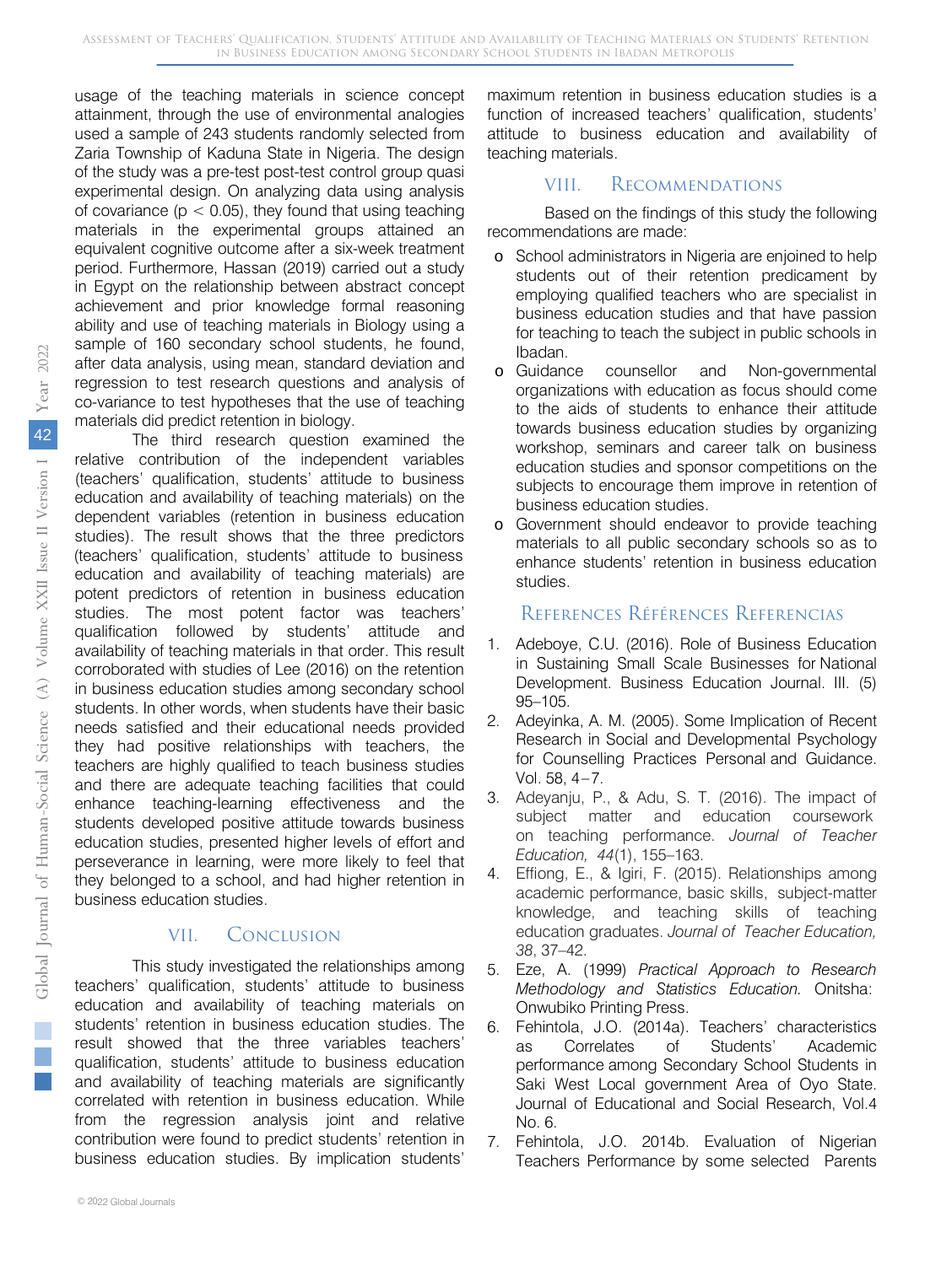usage of the teaching materials in science concept attainment, through the use of environmental analogies used a sample of 243 students randomly selected from Zaria Township of Kaduna State in Nigeria. The design of the study was a pre-test post-test control group quasi experimental design. On analyzing data using analysis of covariance ($p < 0.05$), they found that using teaching materials in the experimental groups attained an equivalent cognitive outcome after a six-week treatment period. Furthermore, Hassan (2019) carried out a study in Egypt on the relationship between abstract concept achievement and prior knowledge formal reasoning ability and use of teaching materials in Biology using a sample of 160 secondary school students, he found, after data analysis, using mean, standard deviation and regression to test research questions and analysis of co-variance to test hypotheses that the use of teaching materials did predict retention in biology.

The third research question examined the relative contribution of the independent variables (teachers' qualification, students' attitude to business education and availability of teaching materials) on the dependent variables (retention in business education studies). The result shows that the three predictors (teachers' qualification, students' attitude to business education and availability of teaching materials) are potent predictors of retention in business education studies. The most potent factor was teachers' qualification followed by students' attitude and availability of teaching materials in that order. This result corroborated with studies of Lee (2016) on the retention in business education studies among secondary school students. In other words, when students have their basic needs satisfied and their educational needs provided they had positive relationships with teachers, the teachers are highly qualified to teach business studies and there are adequate teaching facilities that could enhance teaching-learning effectiveness and the students developed positive attitude towards business education studies, presented higher levels of effort and perseverance in learning, were more likely to feel that they belonged to a school, and had higher retention in business education studies.

## VII. Conclusion

This study investigated the relationships among teachers' qualification, students' attitude to business education and availability of teaching materials on students' retention in business education studies. The result showed that the three variables teachers' qualification, students' attitude to business education and availability of teaching materials are significantly correlated with retention in business education. While from the regression analysis joint and relative contribution were found to predict students' retention in business education studies. By implication students' maximum retention in business education studies is a function of increased teachers' qualification, students' attitude to business education and availability of teaching materials.

## VIII. Recommendations

Based on the findings of this study the following recommendations are made:

- School administrators in Nigeria are enjoined to help students out of their retention predicament by employing qualified teachers who are specialist in business education studies and that have passion for teaching to teach the subject in public schools in Ibadan.
- Guidance counsellor and Non-governmental organizations with education as focus should come to the aids of students to enhance their attitude towards business education studies by organizing workshop, seminars and career talk on business education studies and sponsor competitions on the subjects to encourage them improve in retention of business education studies.
- Government should endeavor to provide teaching materials to all public secondary schools so as to enhance students' retention in business education studies.

## References Références Referencias

1. Adeboye, C.U. (2016). Role of Business Education in Sustaining Small Scale Businesses for National Development. Business Education Journal. III. (5) 95–105.
2. Adeyinka, A. M. (2005). Some Implication of Recent Research in Social and Developmental Psychology for Counselling Practices Personal and Guidance. Vol. 58, 4–7.
3. Adeyanju, P., & Adu, S. T. (2016). The impact of subject matter and education coursework on teaching performance. *Journal of Teacher Education, 44*(1), 155–163.
4. Effiong, E., & Igiri, F. (2015). Relationships among academic performance, basic skills, subject-matter knowledge, and teaching skills of teaching education graduates. *Journal of Teacher Education, 38*, 37–42.
5. Eze, A. (1999) *Practical Approach to Research Methodology and Statistics Education.* Onitsha: Onwubiko Printing Press.
6. Fehintola, J.O. (2014a). Teachers' characteristics as Correlates of Students' Academic performance among Secondary School Students in Saki West Local government Area of Oyo State. Journal of Educational and Social Research, Vol.4 No. 6.
7. Fehintola, J.O. 2014b. Evaluation of Nigerian Teachers Performance by some selected Parents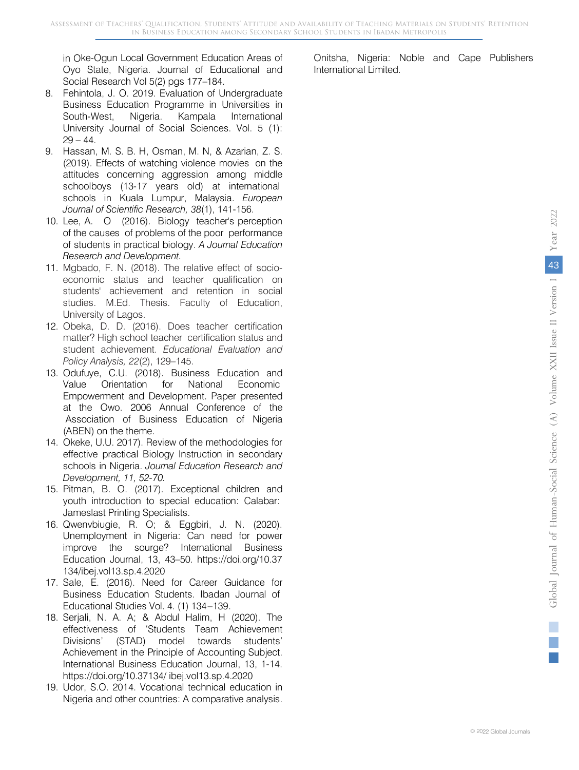in Oke-Ogun Local Government Education Areas of Oyo State, Nigeria. Journal of Educational and Social Research Vol 5(2) pgs 177–184.

8. Fehintola, J. O. 2019. Evaluation of Undergraduate Business Education Programme in Universities in South-West, Nigeria. Kampala International University Journal of Social Sciences. Vol. 5 (1): 29 – 44.
9. Hassan, M. S. B. H, Osman, M. N, & Azarian, Z. S. (2019). Effects of watching violence movies on the attitudes concerning aggression among middle schoolboys (13-17 years old) at international schools in Kuala Lumpur, Malaysia. *European Journal of Scientific Research, 38*(1), 141-156.
10. Lee, A. O (2016). Biology teacher's perception of the causes of problems of the poor performance of students in practical biology. *A Journal Education Research and Development.*
11. Mgbado, F. N. (2018). The relative effect of socio-economic status and teacher qualification on students' achievement and retention in social studies. M.Ed. Thesis. Faculty of Education, University of Lagos.
12. Obeka, D. D. (2016). Does teacher certification matter? High school teacher certification status and student achievement. *Educational Evaluation and Policy Analysis, 22*(2), 129–145.
13. Odufuye, C.U. (2018). Business Education and Value Orientation for National Economic Empowerment and Development. Paper presented at the Owo. 2006 Annual Conference of the Association of Business Education of Nigeria (ABEN) on the theme.
14. Okeke, U.U. 2017). Review of the methodologies for effective practical Biology Instruction in secondary schools in Nigeria. *Journal Education Research and Development, 11, 52-70.*
15. Pitman, B. O. (2017). Exceptional children and youth introduction to special education: Calabar: Jameslast Printing Specialists.
16. Qwenvbiugie, R. O; & Eggbiri, J. N. (2020). Unemployment in Nigeria: Can need for power improve the sourge? International Business Education Journal, 13, 43–50. https://doi.org/10.37134/ibej.vol13.sp.4.2020
17. Sale, E. (2016). Need for Career Guidance for Business Education Students. Ibadan Journal of Educational Studies Vol. 4. (1) 134–139.
18. Serjali, N. A. A; & Abdul Halim, H (2020). The effectiveness of 'Students Team Achievement Divisions' (STAD) model towards students' Achievement in the Principle of Accounting Subject. International Business Education Journal, 13, 1-14. https://doi.org/10.37134/ ibej.vol13.sp.4.2020
19. Udor, S.O. 2014. Vocational technical education in Nigeria and other countries: A comparative analysis. Onitsha, Nigeria: Noble and Cape Publishers International Limited.